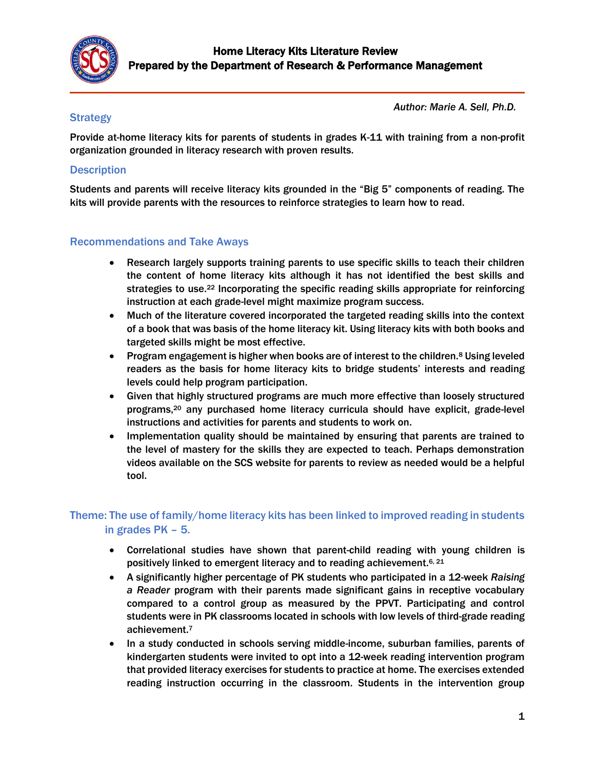# Home Literacy Kits Literature Review

**Prepared by the Department of Research & Performance Management**

*Author: Marie A. Sell, Ph.D.*

## Strategy

Provide at-home literacy kits for parents of students in grades K-11 with training from a non-profit organization grounded in literacy research with proven results.

## Description

Students and parents will receive literacy kits grounded in the "Big 5" components of reading. The kits will provide parents with the resources to reinforce strategies to learn how to read.

## Recommendations and Take Aways

- Research largely supports training parents to use specific skills to teach their children the content of home literacy kits although it has not identified the best skills and strategies to use.[22] Incorporating the specific reading skills appropriate for reinforcing instruction at each grade-level might maximize program success.
- Much of the literature covered incorporated the targeted reading skills into the context of a book that was basis of the home literacy kit. Using literacy kits with both books and targeted skills might be most effective.
- Program engagement is higher when books are of interest to the children.[8] Using leveled readers as the basis for home literacy kits to bridge students' interests and reading levels could help program participation.
- Given that highly structured programs are much more effective than loosely structured programs,[20] any purchased home literacy curricula should have explicit, grade-level instructions and activities for parents and students to work on.
- Implementation quality should be maintained by ensuring that parents are trained to the level of mastery for the skills they are expected to teach. Perhaps demonstration videos available on the SCS website for parents to review as needed would be a helpful tool.

## Theme: The use of family/home literacy kits has been linked to improved reading in students in grades PK – 5.

- Correlational studies have shown that parent-child reading with young children is positively linked to emergent literacy and to reading achievement.[6, 21]
- A significantly higher percentage of PK students who participated in a 12-week *Raising a Reader* program with their parents made significant gains in receptive vocabulary compared to a control group as measured by the PPVT. Participating and control students were in PK classrooms located in schools with low levels of third-grade reading achievement.[7]
- In a study conducted in schools serving middle-income, suburban families, parents of kindergarten students were invited to opt into a 12-week reading intervention program that provided literacy exercises for students to practice at home. The exercises extended reading instruction occurring in the classroom. Students in the intervention group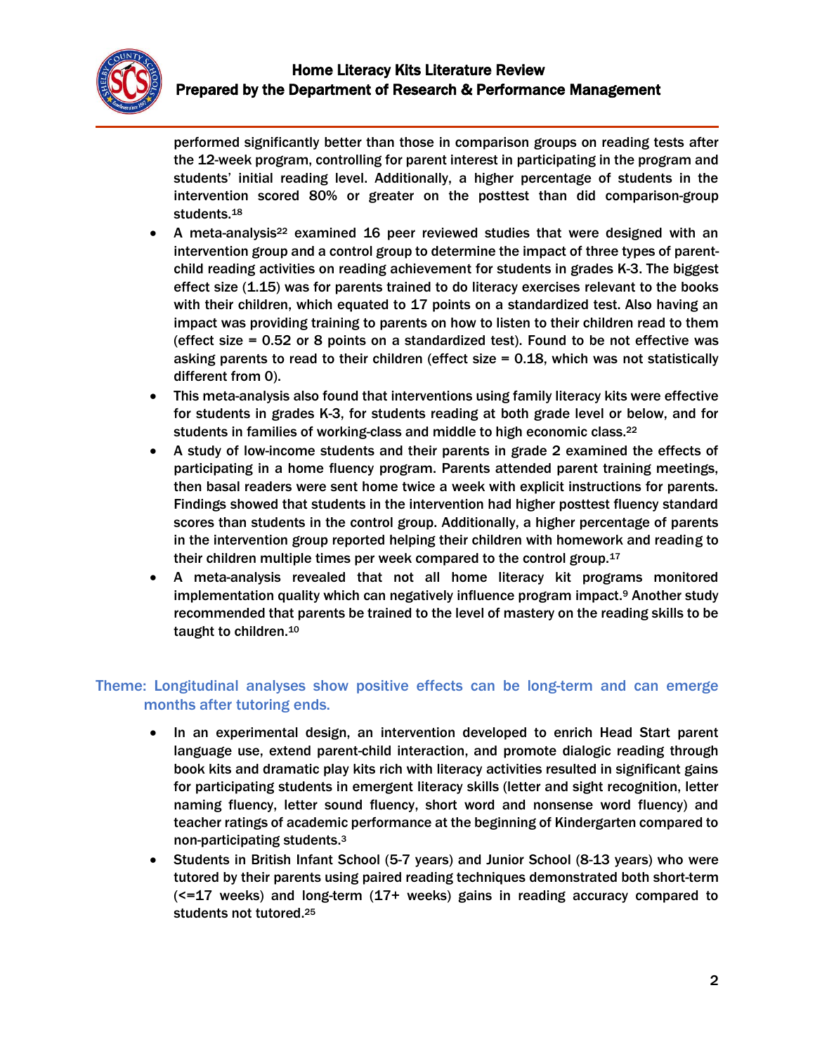performed significantly better than those in comparison groups on reading tests after the 12-week program, controlling for parent interest in participating in the program and students' initial reading level. Additionally, a higher percentage of students in the intervention scored 80% or greater on the posttest than did comparison-group students.[18]

- A meta-analysis[22] examined 16 peer reviewed studies that were designed with an intervention group and a control group to determine the impact of three types of parent-child reading activities on reading achievement for students in grades K-3. The biggest effect size (1.15) was for parents trained to do literacy exercises relevant to the books with their children, which equated to 17 points on a standardized test. Also having an impact was providing training to parents on how to listen to their children read to them (effect size = 0.52 or 8 points on a standardized test). Found to be not effective was asking parents to read to their children (effect size = 0.18, which was not statistically different from 0).
- This meta-analysis also found that interventions using family literacy kits were effective for students in grades K-3, for students reading at both grade level or below, and for students in families of working-class and middle to high economic class.[22]
- A study of low-income students and their parents in grade 2 examined the effects of participating in a home fluency program. Parents attended parent training meetings, then basal readers were sent home twice a week with explicit instructions for parents. Findings showed that students in the intervention had higher posttest fluency standard scores than students in the control group. Additionally, a higher percentage of parents in the intervention group reported helping their children with homework and reading to their children multiple times per week compared to the control group.[17]
- A meta-analysis revealed that not all home literacy kit programs monitored implementation quality which can negatively influence program impact.[9] Another study recommended that parents be trained to the level of mastery on the reading skills to be taught to children.[10]

## Theme: Longitudinal analyses show positive effects can be long-term and can emerge months after tutoring ends.

- In an experimental design, an intervention developed to enrich Head Start parent language use, extend parent-child interaction, and promote dialogic reading through book kits and dramatic play kits rich with literacy activities resulted in significant gains for participating students in emergent literacy skills (letter and sight recognition, letter naming fluency, letter sound fluency, short word and nonsense word fluency) and teacher ratings of academic performance at the beginning of Kindergarten compared to non-participating students.[3]
- Students in British Infant School (5-7 years) and Junior School (8-13 years) who were tutored by their parents using paired reading techniques demonstrated both short-term (<=17 weeks) and long-term (17+ weeks) gains in reading accuracy compared to students not tutored.[25]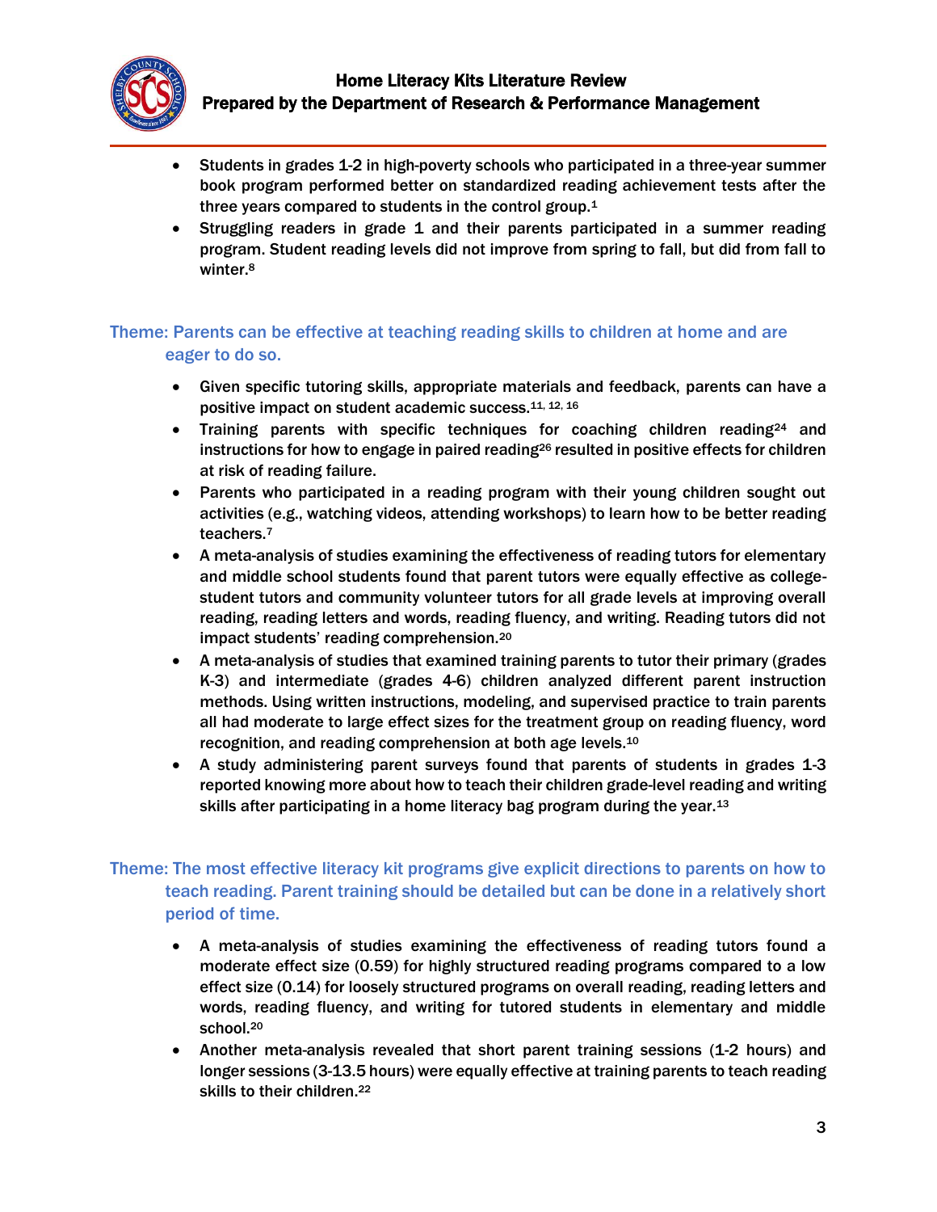- Students in grades 1-2 in high-poverty schools who participated in a three-year summer book program performed better on standardized reading achievement tests after the three years compared to students in the control group.[1]
- Struggling readers in grade 1 and their parents participated in a summer reading program. Student reading levels did not improve from spring to fall, but did from fall to winter.[8]

## Theme: Parents can be effective at teaching reading skills to children at home and are eager to do so.

- Given specific tutoring skills, appropriate materials and feedback, parents can have a positive impact on student academic success.[11, 12, 16]
- Training parents with specific techniques for coaching children reading[24] and instructions for how to engage in paired reading[26] resulted in positive effects for children at risk of reading failure.
- Parents who participated in a reading program with their young children sought out activities (e.g., watching videos, attending workshops) to learn how to be better reading teachers.[7]
- A meta-analysis of studies examining the effectiveness of reading tutors for elementary and middle school students found that parent tutors were equally effective as college-student tutors and community volunteer tutors for all grade levels at improving overall reading, reading letters and words, reading fluency, and writing. Reading tutors did not impact students' reading comprehension.[20]
- A meta-analysis of studies that examined training parents to tutor their primary (grades K-3) and intermediate (grades 4-6) children analyzed different parent instruction methods. Using written instructions, modeling, and supervised practice to train parents all had moderate to large effect sizes for the treatment group on reading fluency, word recognition, and reading comprehension at both age levels.[10]
- A study administering parent surveys found that parents of students in grades 1-3 reported knowing more about how to teach their children grade-level reading and writing skills after participating in a home literacy bag program during the year.[13]

## Theme: The most effective literacy kit programs give explicit directions to parents on how to teach reading. Parent training should be detailed but can be done in a relatively short period of time.

- A meta-analysis of studies examining the effectiveness of reading tutors found a moderate effect size (0.59) for highly structured reading programs compared to a low effect size (0.14) for loosely structured programs on overall reading, reading letters and words, reading fluency, and writing for tutored students in elementary and middle school.[20]
- Another meta-analysis revealed that short parent training sessions (1-2 hours) and longer sessions (3-13.5 hours) were equally effective at training parents to teach reading skills to their children.[22]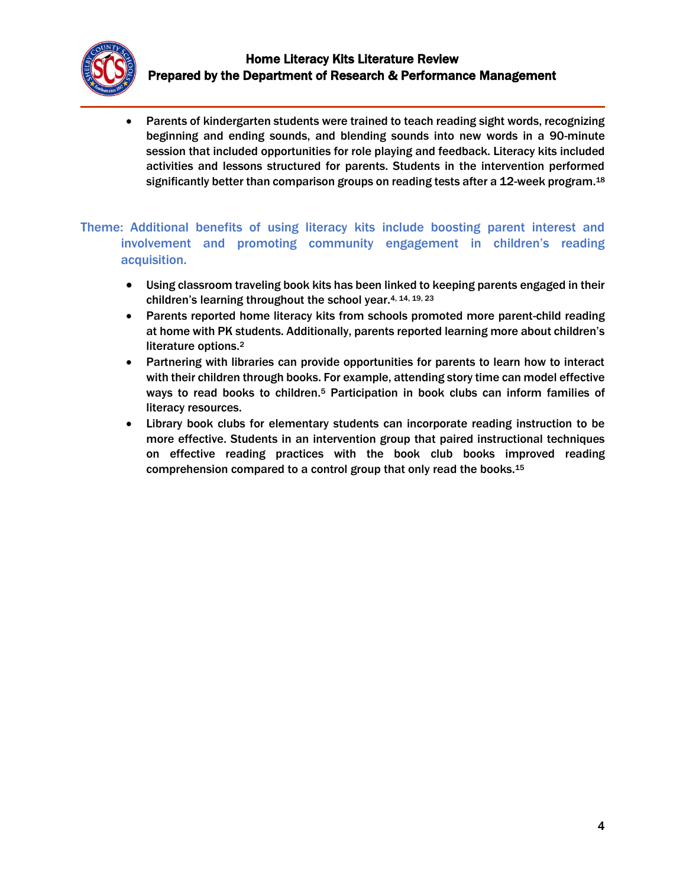- Parents of kindergarten students were trained to teach reading sight words, recognizing beginning and ending sounds, and blending sounds into new words in a 90-minute session that included opportunities for role playing and feedback. Literacy kits included activities and lessons structured for parents. Students in the intervention performed significantly better than comparison groups on reading tests after a 12-week program.[18]

### Theme: Additional benefits of using literacy kits include boosting parent interest and involvement and promoting community engagement in children's reading acquisition.

- Using classroom traveling book kits has been linked to keeping parents engaged in their children's learning throughout the school year.[4, 14, 19, 23]
- Parents reported home literacy kits from schools promoted more parent-child reading at home with PK students. Additionally, parents reported learning more about children's literature options.[2]
- Partnering with libraries can provide opportunities for parents to learn how to interact with their children through books. For example, attending story time can model effective ways to read books to children.[5] Participation in book clubs can inform families of literacy resources.
- Library book clubs for elementary students can incorporate reading instruction to be more effective. Students in an intervention group that paired instructional techniques on effective reading practices with the book club books improved reading comprehension compared to a control group that only read the books.[15]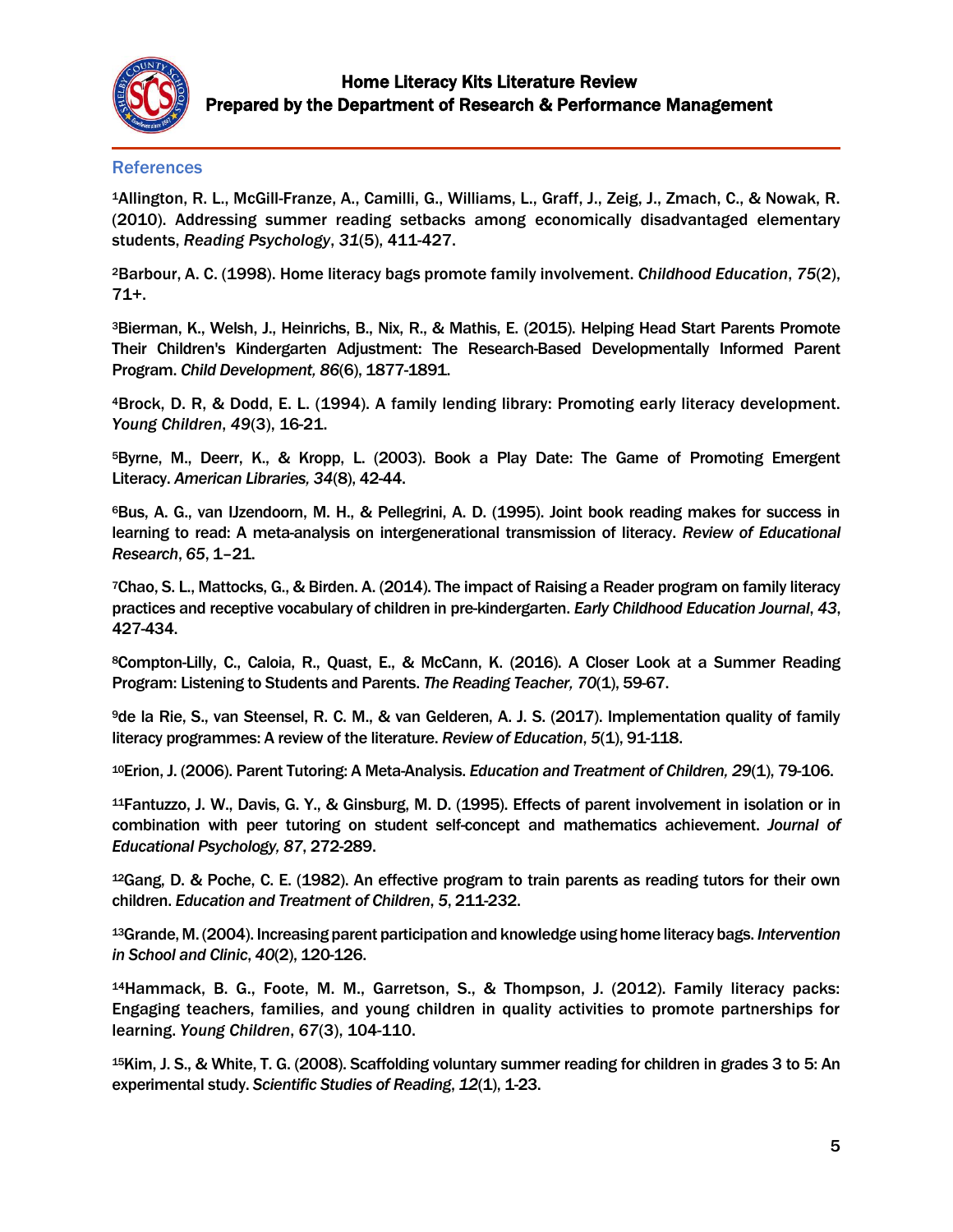## References

[1]Allington, R. L., McGill-Franze, A., Camilli, G., Williams, L., Graff, J., Zeig, J., Zmach, C., & Nowak, R. (2010). Addressing summer reading setbacks among economically disadvantaged elementary students, *Reading Psychology*, *31*(5), 411-427.

[2]Barbour, A. C. (1998). Home literacy bags promote family involvement. *Childhood Education*, *75*(2), 71+.

[3]Bierman, K., Welsh, J., Heinrichs, B., Nix, R., & Mathis, E. (2015). Helping Head Start Parents Promote Their Children's Kindergarten Adjustment: The Research-Based Developmentally Informed Parent Program. *Child Development, 86*(6), 1877-1891.

[4]Brock, D. R, & Dodd, E. L. (1994). A family lending library: Promoting early literacy development. *Young Children*, *49*(3), 16-21.

[5]Byrne, M., Deerr, K., & Kropp, L. (2003). Book a Play Date: The Game of Promoting Emergent Literacy. *American Libraries, 34*(8), 42-44.

[6]Bus, A. G., van IJzendoorn, M. H., & Pellegrini, A. D. (1995). Joint book reading makes for success in learning to read: A meta-analysis on intergenerational transmission of literacy. *Review of Educational Research*, *65*, 1–21.

[7]Chao, S. L., Mattocks, G., & Birden. A. (2014). The impact of Raising a Reader program on family literacy practices and receptive vocabulary of children in pre-kindergarten. *Early Childhood Education Journal*, *43*, 427-434.

[8]Compton-Lilly, C., Caloia, R., Quast, E., & McCann, K. (2016). A Closer Look at a Summer Reading Program: Listening to Students and Parents. *The Reading Teacher, 70*(1), 59-67.

[9]de la Rie, S., van Steensel, R. C. M., & van Gelderen, A. J. S. (2017). Implementation quality of family literacy programmes: A review of the literature. *Review of Education*, *5*(1), 91-118.

[10]Erion, J. (2006). Parent Tutoring: A Meta-Analysis. *Education and Treatment of Children, 29*(1), 79-106.

[11]Fantuzzo, J. W., Davis, G. Y., & Ginsburg, M. D. (1995). Effects of parent involvement in isolation or in combination with peer tutoring on student self-concept and mathematics achievement. *Journal of Educational Psychology, 87*, 272-289.

[12]Gang, D. & Poche, C. E. (1982). An effective program to train parents as reading tutors for their own children. *Education and Treatment of Children*, *5*, 211-232.

[13]Grande, M. (2004). Increasing parent participation and knowledge using home literacy bags. *Intervention in School and Clinic*, *40*(2), 120-126.

[14]Hammack, B. G., Foote, M. M., Garretson, S., & Thompson, J. (2012). Family literacy packs: Engaging teachers, families, and young children in quality activities to promote partnerships for learning. *Young Children*, *67*(3), 104-110.

[15]Kim, J. S., & White, T. G. (2008). Scaffolding voluntary summer reading for children in grades 3 to 5: An experimental study. *Scientific Studies of Reading*, *12*(1), 1-23.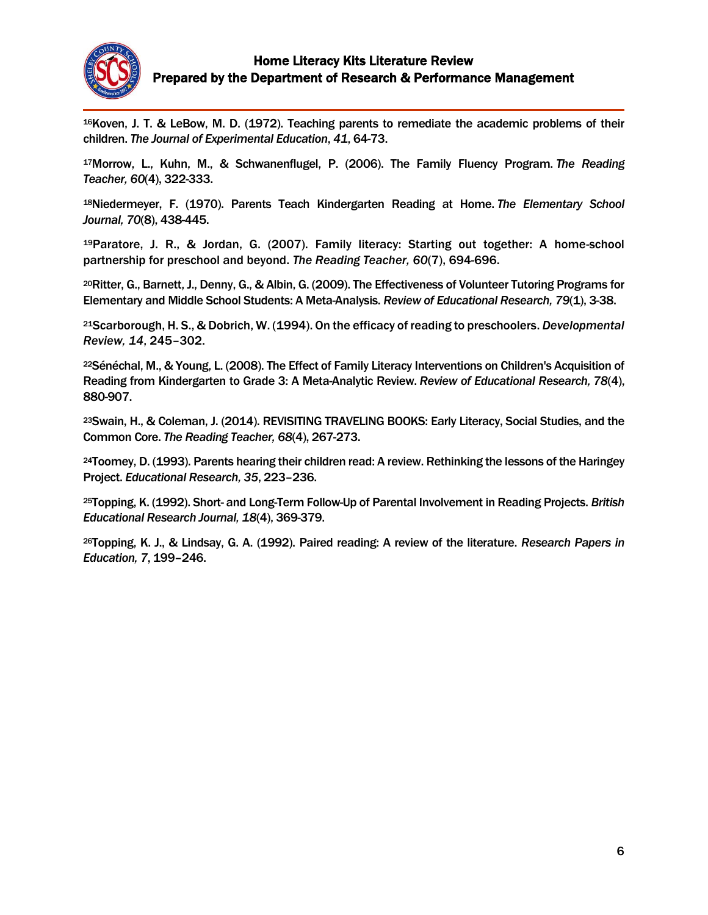[16]Koven, J. T. & LeBow, M. D. (1972). Teaching parents to remediate the academic problems of their children. *The Journal of Experimental Education*, *41*, 64-73.

[17]Morrow, L., Kuhn, M., & Schwanenflugel, P. (2006). The Family Fluency Program. *The Reading Teacher, 60*(4), 322-333.

[18]Niedermeyer, F. (1970). Parents Teach Kindergarten Reading at Home. *The Elementary School Journal, 70*(8), 438-445.

[19]Paratore, J. R., & Jordan, G. (2007). Family literacy: Starting out together: A home-school partnership for preschool and beyond. *The Reading Teacher, 60*(7), 694-696.

[20]Ritter, G., Barnett, J., Denny, G., & Albin, G. (2009). The Effectiveness of Volunteer Tutoring Programs for Elementary and Middle School Students: A Meta-Analysis. *Review of Educational Research, 79*(1), 3-38.

[21]Scarborough, H. S., & Dobrich, W. (1994). On the efficacy of reading to preschoolers. *Developmental Review, 14*, 245–302.

[22]Sénéchal, M., & Young, L. (2008). The Effect of Family Literacy Interventions on Children's Acquisition of Reading from Kindergarten to Grade 3: A Meta-Analytic Review. *Review of Educational Research, 78*(4), 880-907.

[23]Swain, H., & Coleman, J. (2014). REVISITING TRAVELING BOOKS: Early Literacy, Social Studies, and the Common Core. *The Reading Teacher, 68*(4), 267-273.

[24]Toomey, D. (1993). Parents hearing their children read: A review. Rethinking the lessons of the Haringey Project. *Educational Research, 35*, 223–236.

[25]Topping, K. (1992). Short- and Long-Term Follow-Up of Parental Involvement in Reading Projects. *British Educational Research Journal, 18*(4), 369-379.

[26]Topping, K. J., & Lindsay, G. A. (1992). Paired reading: A review of the literature. *Research Papers in Education, 7*, 199–246.